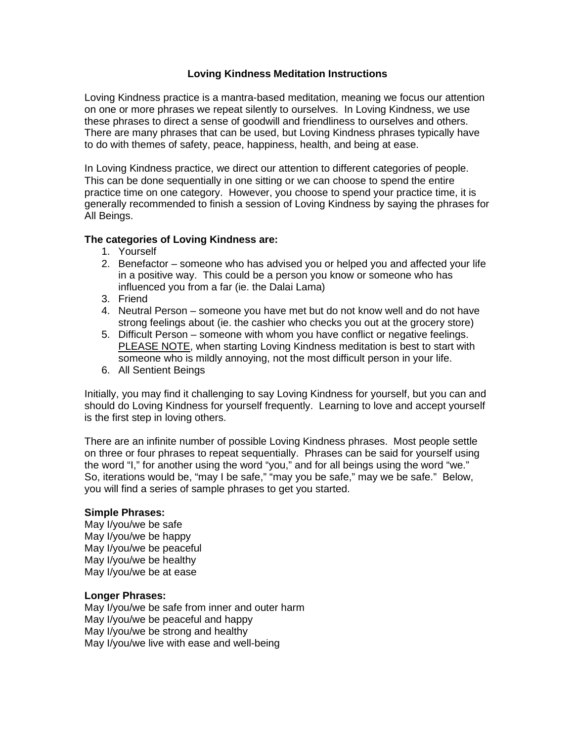# Loving Kindness Meditation Instructions

Loving Kindness practice is a mantra-based meditation, meaning we focus our attention on one or more phrases we repeat silently to ourselves. In Loving Kindness, we use these phrases to direct a sense of goodwill and friendliness to ourselves and others. There are many phrases that can be used, but Loving Kindness phrases typically have to do with themes of safety, peace, happiness, health, and being at ease.

In Loving Kindness practice, we direct our attention to different categories of people. This can be done sequentially in one sitting or we can choose to spend the entire practice time on one category. However, you choose to spend your practice time, it is generally recommended to finish a session of Loving Kindness by saying the phrases for All Beings.

**The categories of Loving Kindness are:**

1. Yourself
2. Benefactor – someone who has advised you or helped you and affected your life in a positive way. This could be a person you know or someone who has influenced you from a far (ie. the Dalai Lama)
3. Friend
4. Neutral Person – someone you have met but do not know well and do not have strong feelings about (ie. the cashier who checks you out at the grocery store)
5. Difficult Person – someone with whom you have conflict or negative feelings. <u>PLEASE NOTE</u>, when starting Loving Kindness meditation is best to start with someone who is mildly annoying, not the most difficult person in your life.
6. All Sentient Beings

Initially, you may find it challenging to say Loving Kindness for yourself, but you can and should do Loving Kindness for yourself frequently. Learning to love and accept yourself is the first step in loving others.

There are an infinite number of possible Loving Kindness phrases. Most people settle on three or four phrases to repeat sequentially. Phrases can be said for yourself using the word "I," for another using the word "you," and for all beings using the word "we." So, iterations would be, "may I be safe," "may you be safe," may we be safe." Below, you will find a series of sample phrases to get you started.

**Simple Phrases:**

May I/you/we be safe
May I/you/we be happy
May I/you/we be peaceful
May I/you/we be healthy
May I/you/we be at ease

**Longer Phrases:**

May I/you/we be safe from inner and outer harm
May I/you/we be peaceful and happy
May I/you/we be strong and healthy
May I/you/we live with ease and well-being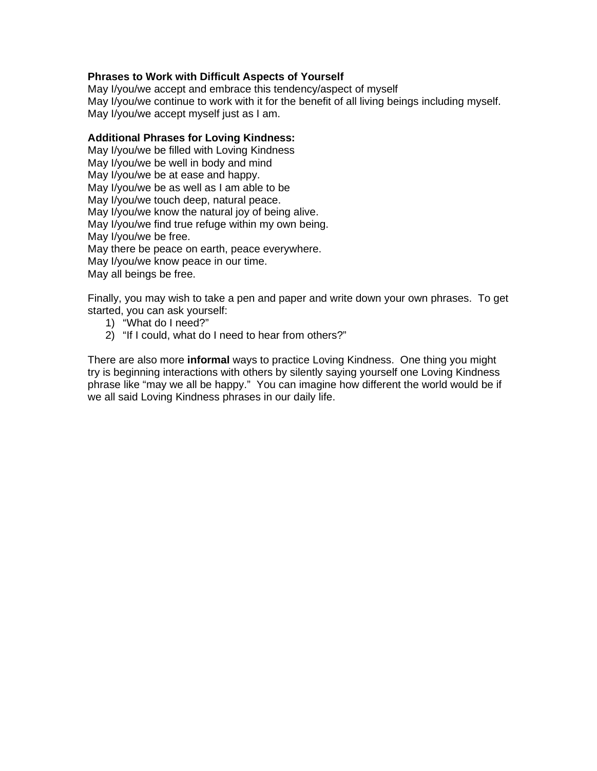**Phrases to Work with Difficult Aspects of Yourself**
May I/you/we accept and embrace this tendency/aspect of myself
May I/you/we continue to work with it for the benefit of all living beings including myself.
May I/you/we accept myself just as I am.

**Additional Phrases for Loving Kindness:**
May I/you/we be filled with Loving Kindness
May I/you/we be well in body and mind
May I/you/we be at ease and happy.
May I/you/we be as well as I am able to be
May I/you/we touch deep, natural peace.
May I/you/we know the natural joy of being alive.
May I/you/we find true refuge within my own being.
May I/you/we be free.
May there be peace on earth, peace everywhere.
May I/you/we know peace in our time.
May all beings be free.

Finally, you may wish to take a pen and paper and write down your own phrases. To get started, you can ask yourself:

1) "What do I need?"
2) "If I could, what do I need to hear from others?"

There are also more **informal** ways to practice Loving Kindness. One thing you might try is beginning interactions with others by silently saying yourself one Loving Kindness phrase like "may we all be happy." You can imagine how different the world would be if we all said Loving Kindness phrases in our daily life.